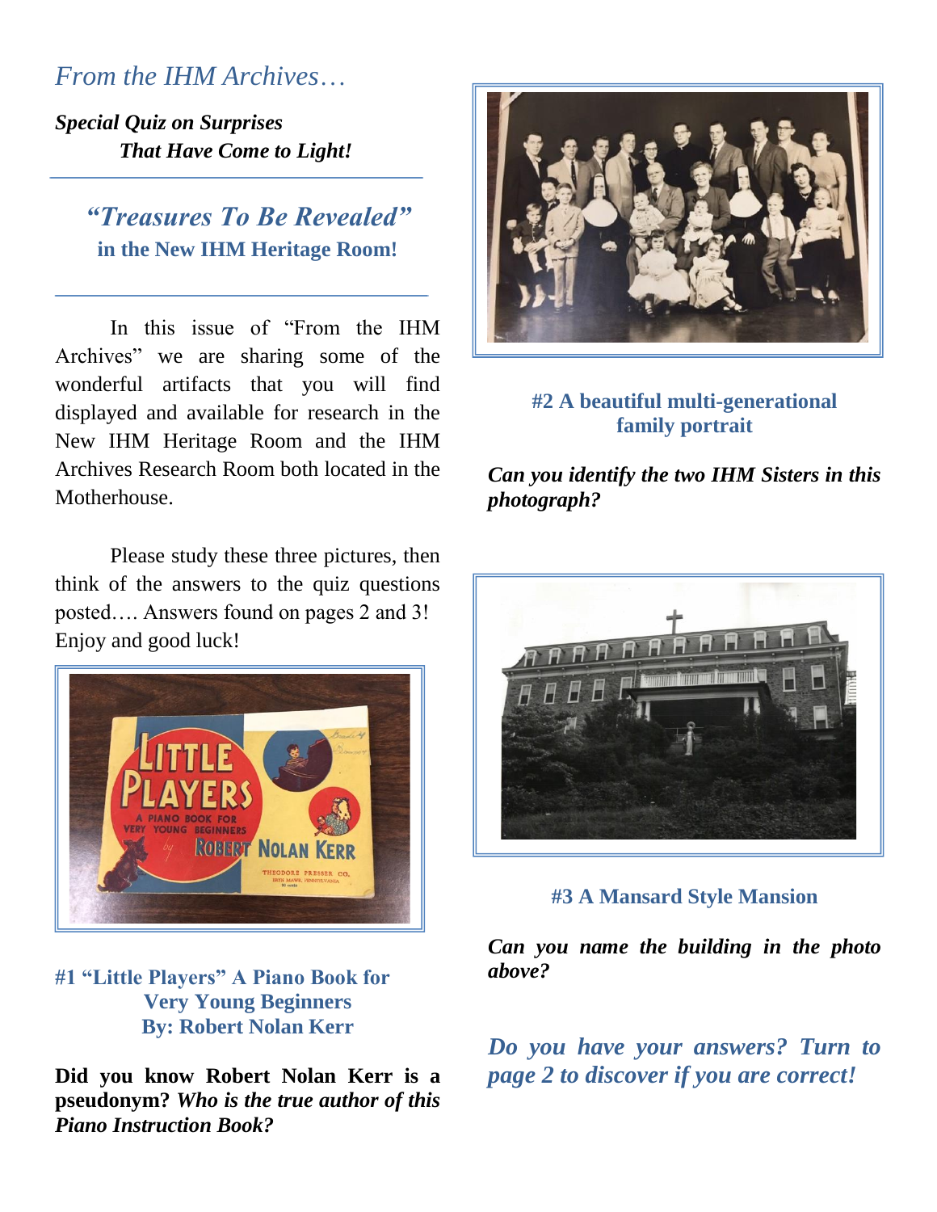*From the IHM Archives…*

***Special Quiz on Surprises That Have Come to Light!***

## *"Treasures To Be Revealed"* in the New IHM Heritage Room!

In this issue of "From the IHM Archives" we are sharing some of the wonderful artifacts that you will find displayed and available for research in the New IHM Heritage Room and the IHM Archives Research Room both located in the Motherhouse.

Please study these three pictures, then think of the answers to the quiz questions posted…. Answers found on pages 2 and 3! Enjoy and good luck!

**#1 "Little Players" A Piano Book for Very Young Beginners By: Robert Nolan Kerr**

**Did you know Robert Nolan Kerr is a pseudonym? *Who is the true author of this Piano Instruction Book?***

**#2 A beautiful multi-generational family portrait**

***Can you identify the two IHM Sisters in this photograph?***

**#3 A Mansard Style Mansion**

***Can you name the building in the photo above?***

***Do you have your answers? Turn to page 2 to discover if you are correct!***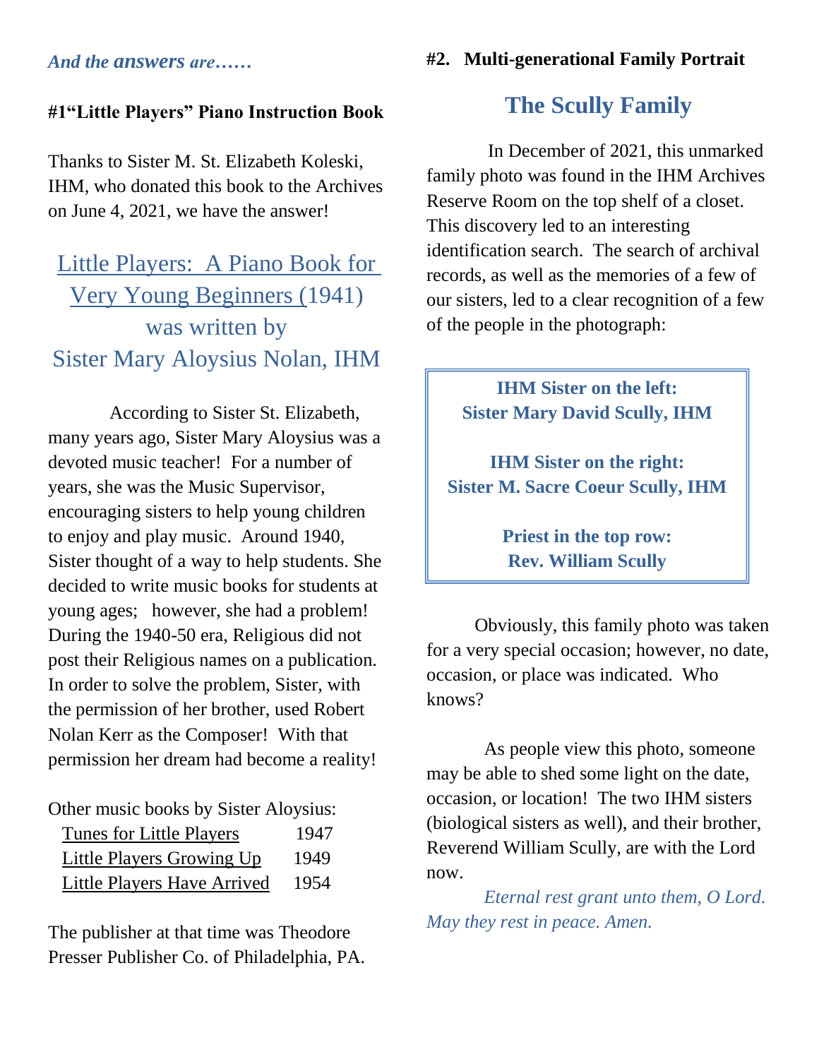*And the **answers** are……*

**#1"Little Players" Piano Instruction Book**

Thanks to Sister M. St. Elizabeth Koleski, IHM, who donated this book to the Archives on June 4, 2021, we have the answer!

## Little Players: A Piano Book for Very Young Beginners (1941) was written by Sister Mary Aloysius Nolan, IHM

According to Sister St. Elizabeth, many years ago, Sister Mary Aloysius was a devoted music teacher! For a number of years, she was the Music Supervisor, encouraging sisters to help young children to enjoy and play music. Around 1940, Sister thought of a way to help students. She decided to write music books for students at young ages; however, she had a problem! During the 1940-50 era, Religious did not post their Religious names on a publication. In order to solve the problem, Sister, with the permission of her brother, used Robert Nolan Kerr as the Composer! With that permission her dream had become a reality!

Other music books by Sister Aloysius:

| | |
|---|---|
| Tunes for Little Players | 1947 |
| Little Players Growing Up | 1949 |
| Little Players Have Arrived | 1954 |

The publisher at that time was Theodore Presser Publisher Co. of Philadelphia, PA.

**#2. Multi-generational Family Portrait**

## The Scully Family

In December of 2021, this unmarked family photo was found in the IHM Archives Reserve Room on the top shelf of a closet. This discovery led to an interesting identification search. The search of archival records, as well as the memories of a few of our sisters, led to a clear recognition of a few of the people in the photograph:

**IHM Sister on the left:**
**Sister Mary David Scully, IHM**

**IHM Sister on the right:**
**Sister M. Sacre Coeur Scully, IHM**

**Priest in the top row:**
**Rev. William Scully**

Obviously, this family photo was taken for a very special occasion; however, no date, occasion, or place was indicated. Who knows?

As people view this photo, someone may be able to shed some light on the date, occasion, or location! The two IHM sisters (biological sisters as well), and their brother, Reverend William Scully, are with the Lord now.

*Eternal rest grant unto them, O Lord. May they rest in peace. Amen.*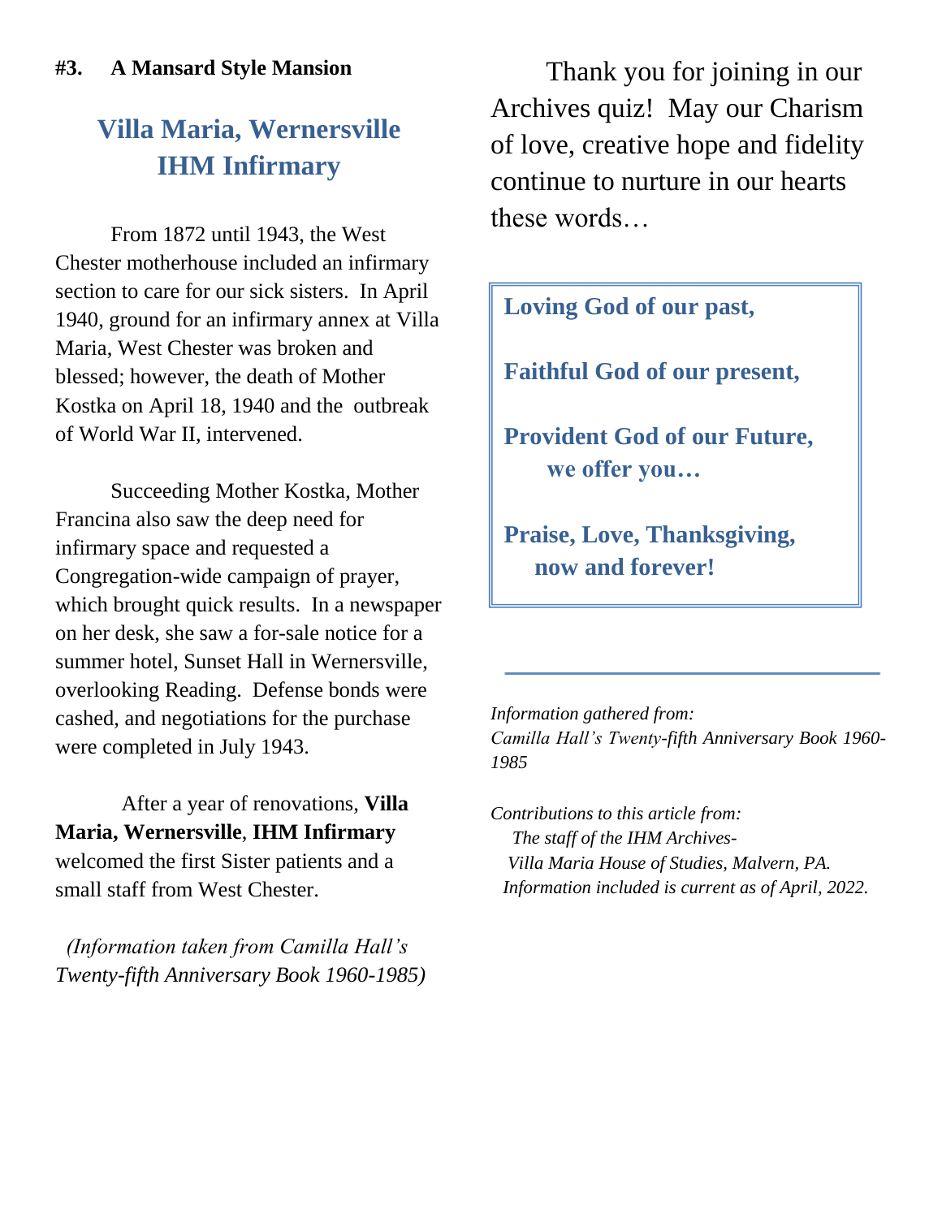**#3. A Mansard Style Mansion**

## Villa Maria, Wernersville IHM Infirmary

From 1872 until 1943, the West Chester motherhouse included an infirmary section to care for our sick sisters. In April 1940, ground for an infirmary annex at Villa Maria, West Chester was broken and blessed; however, the death of Mother Kostka on April 18, 1940 and the outbreak of World War II, intervened.

Succeeding Mother Kostka, Mother Francina also saw the deep need for infirmary space and requested a Congregation-wide campaign of prayer, which brought quick results. In a newspaper on her desk, she saw a for-sale notice for a summer hotel, Sunset Hall in Wernersville, overlooking Reading. Defense bonds were cashed, and negotiations for the purchase were completed in July 1943.

After a year of renovations, **Villa Maria, Wernersville**, **IHM Infirmary** welcomed the first Sister patients and a small staff from West Chester.

*(Information taken from Camilla Hall's Twenty-fifth Anniversary Book 1960-1985)*

Thank you for joining in our Archives quiz! May our Charism of love, creative hope and fidelity continue to nurture in our hearts these words…

**Loving God of our past,**

**Faithful God of our present,**

**Provident God of our Future,**
**we offer you…**

**Praise, Love, Thanksgiving,**
**now and forever!**

---

*Information gathered from:*
*Camilla Hall's Twenty-fifth Anniversary Book 1960-1985*

*Contributions to this article from:*
*The staff of the IHM Archives-*
*Villa Maria House of Studies, Malvern, PA.*
*Information included is current as of April, 2022.*